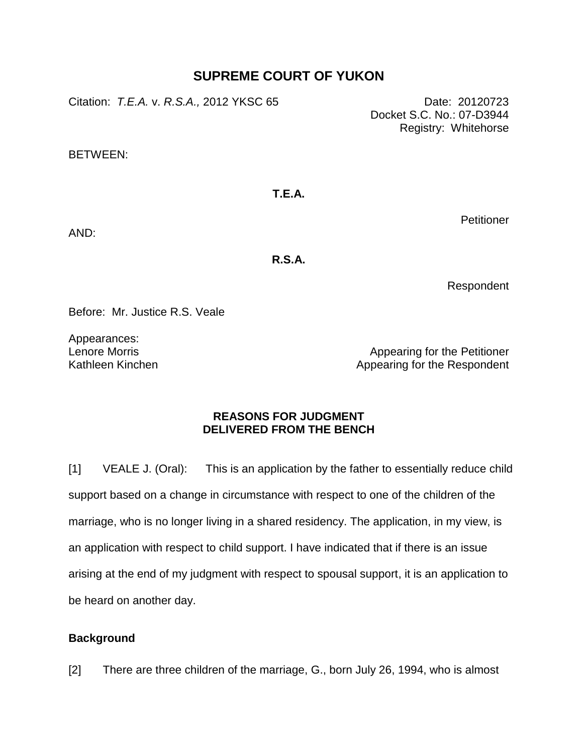# SUPREME COURT OF YUKON

Citation: *T.E.A.* v. *R.S.A.,* 2012 YKSC 65

Date: 20120723
Docket S.C. No.: 07-D3944
Registry: Whitehorse

BETWEEN:

**T.E.A.**

Petitioner

AND:

**R.S.A.**

Respondent

Before: Mr. Justice R.S. Veale

Appearances:

Lenore Morris — Appearing for the Petitioner
Kathleen Kinchen — Appearing for the Respondent

## REASONS FOR JUDGMENT DELIVERED FROM THE BENCH

[1] VEALE J. (Oral): This is an application by the father to essentially reduce child support based on a change in circumstance with respect to one of the children of the marriage, who is no longer living in a shared residency. The application, in my view, is an application with respect to child support. I have indicated that if there is an issue arising at the end of my judgment with respect to spousal support, it is an application to be heard on another day.

### Background

[2] There are three children of the marriage, G., born July 26, 1994, who is almost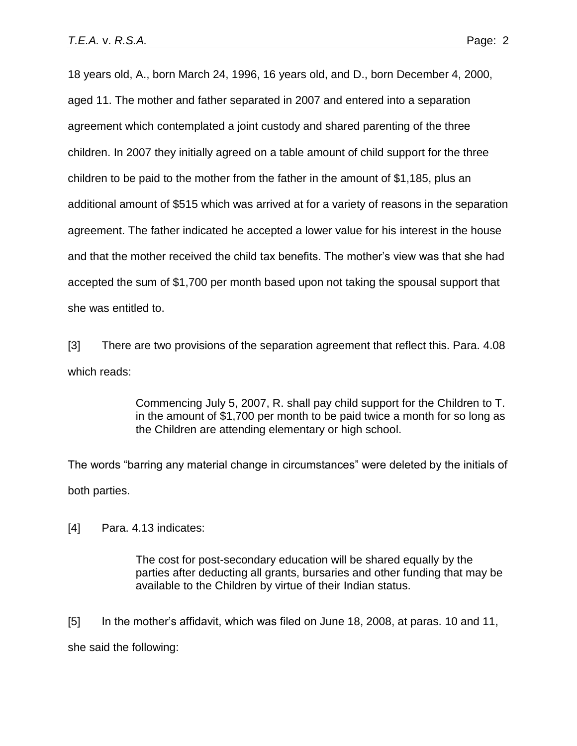18 years old, A., born March 24, 1996, 16 years old, and D., born December 4, 2000, aged 11. The mother and father separated in 2007 and entered into a separation agreement which contemplated a joint custody and shared parenting of the three children. In 2007 they initially agreed on a table amount of child support for the three children to be paid to the mother from the father in the amount of $1,185, plus an additional amount of $515 which was arrived at for a variety of reasons in the separation agreement. The father indicated he accepted a lower value for his interest in the house and that the mother received the child tax benefits. The mother's view was that she had accepted the sum of $1,700 per month based upon not taking the spousal support that she was entitled to.

[3] There are two provisions of the separation agreement that reflect this. Para. 4.08 which reads:

> Commencing July 5, 2007, R. shall pay child support for the Children to T. in the amount of $1,700 per month to be paid twice a month for so long as the Children are attending elementary or high school.

The words "barring any material change in circumstances" were deleted by the initials of both parties.

[4] Para. 4.13 indicates:

> The cost for post-secondary education will be shared equally by the parties after deducting all grants, bursaries and other funding that may be available to the Children by virtue of their Indian status.

[5] In the mother's affidavit, which was filed on June 18, 2008, at paras. 10 and 11, she said the following: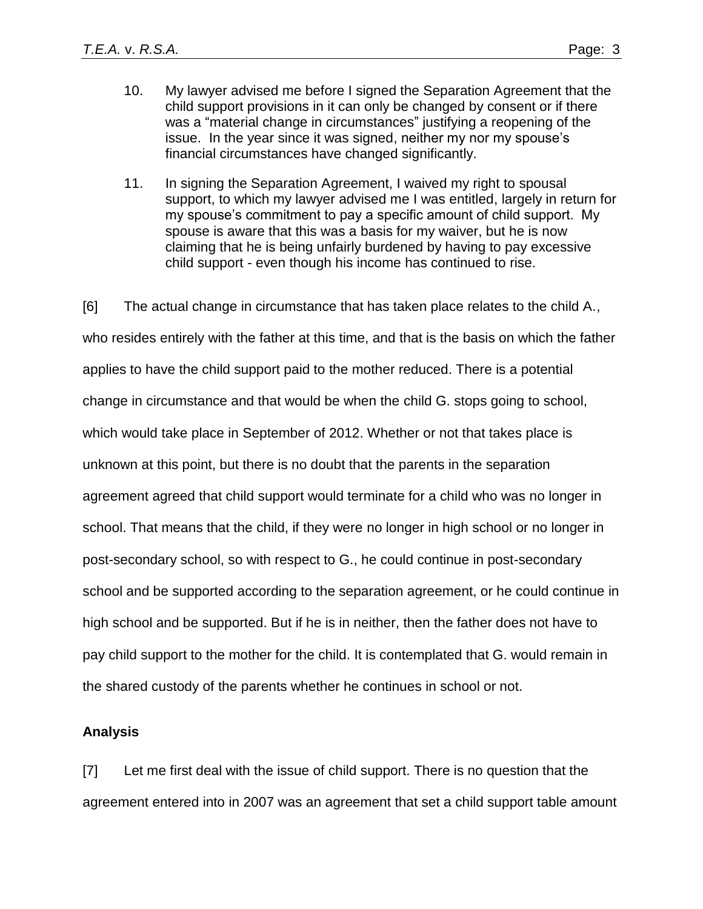10. My lawyer advised me before I signed the Separation Agreement that the child support provisions in it can only be changed by consent or if there was a "material change in circumstances" justifying a reopening of the issue. In the year since it was signed, neither my nor my spouse's financial circumstances have changed significantly.

11. In signing the Separation Agreement, I waived my right to spousal support, to which my lawyer advised me I was entitled, largely in return for my spouse's commitment to pay a specific amount of child support. My spouse is aware that this was a basis for my waiver, but he is now claiming that he is being unfairly burdened by having to pay excessive child support - even though his income has continued to rise.

[6] The actual change in circumstance that has taken place relates to the child A., who resides entirely with the father at this time, and that is the basis on which the father applies to have the child support paid to the mother reduced. There is a potential change in circumstance and that would be when the child G. stops going to school, which would take place in September of 2012. Whether or not that takes place is unknown at this point, but there is no doubt that the parents in the separation agreement agreed that child support would terminate for a child who was no longer in school. That means that the child, if they were no longer in high school or no longer in post-secondary school, so with respect to G., he could continue in post-secondary school and be supported according to the separation agreement, or he could continue in high school and be supported. But if he is in neither, then the father does not have to pay child support to the mother for the child. It is contemplated that G. would remain in the shared custody of the parents whether he continues in school or not.

**Analysis**

[7] Let me first deal with the issue of child support. There is no question that the agreement entered into in 2007 was an agreement that set a child support table amount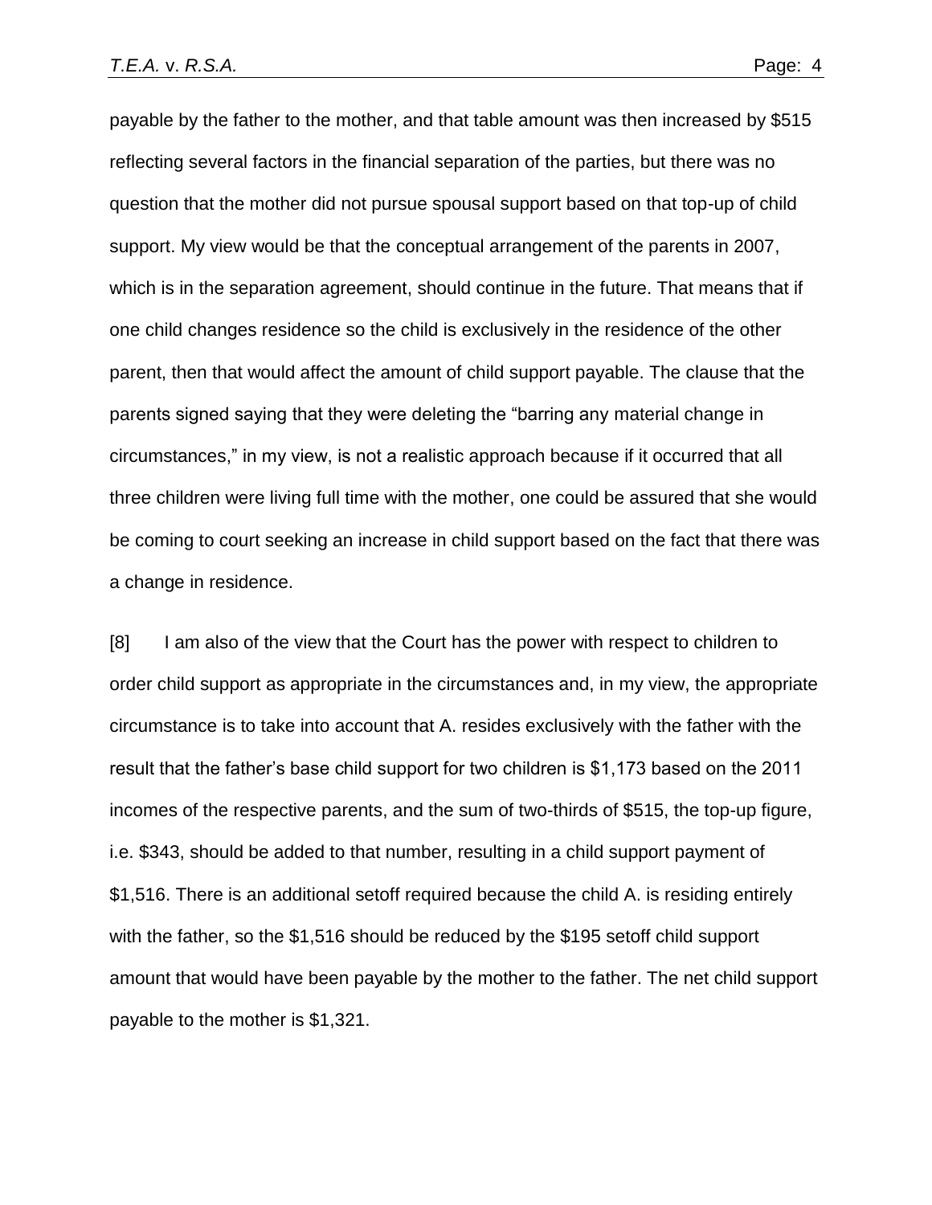payable by the father to the mother, and that table amount was then increased by $515 reflecting several factors in the financial separation of the parties, but there was no question that the mother did not pursue spousal support based on that top-up of child support. My view would be that the conceptual arrangement of the parents in 2007, which is in the separation agreement, should continue in the future. That means that if one child changes residence so the child is exclusively in the residence of the other parent, then that would affect the amount of child support payable. The clause that the parents signed saying that they were deleting the “barring any material change in circumstances,” in my view, is not a realistic approach because if it occurred that all three children were living full time with the mother, one could be assured that she would be coming to court seeking an increase in child support based on the fact that there was a change in residence.

[8] I am also of the view that the Court has the power with respect to children to order child support as appropriate in the circumstances and, in my view, the appropriate circumstance is to take into account that A. resides exclusively with the father with the result that the father’s base child support for two children is $1,173 based on the 2011 incomes of the respective parents, and the sum of two-thirds of $515, the top-up figure, i.e. $343, should be added to that number, resulting in a child support payment of $1,516. There is an additional setoff required because the child A. is residing entirely with the father, so the $1,516 should be reduced by the $195 setoff child support amount that would have been payable by the mother to the father. The net child support payable to the mother is $1,321.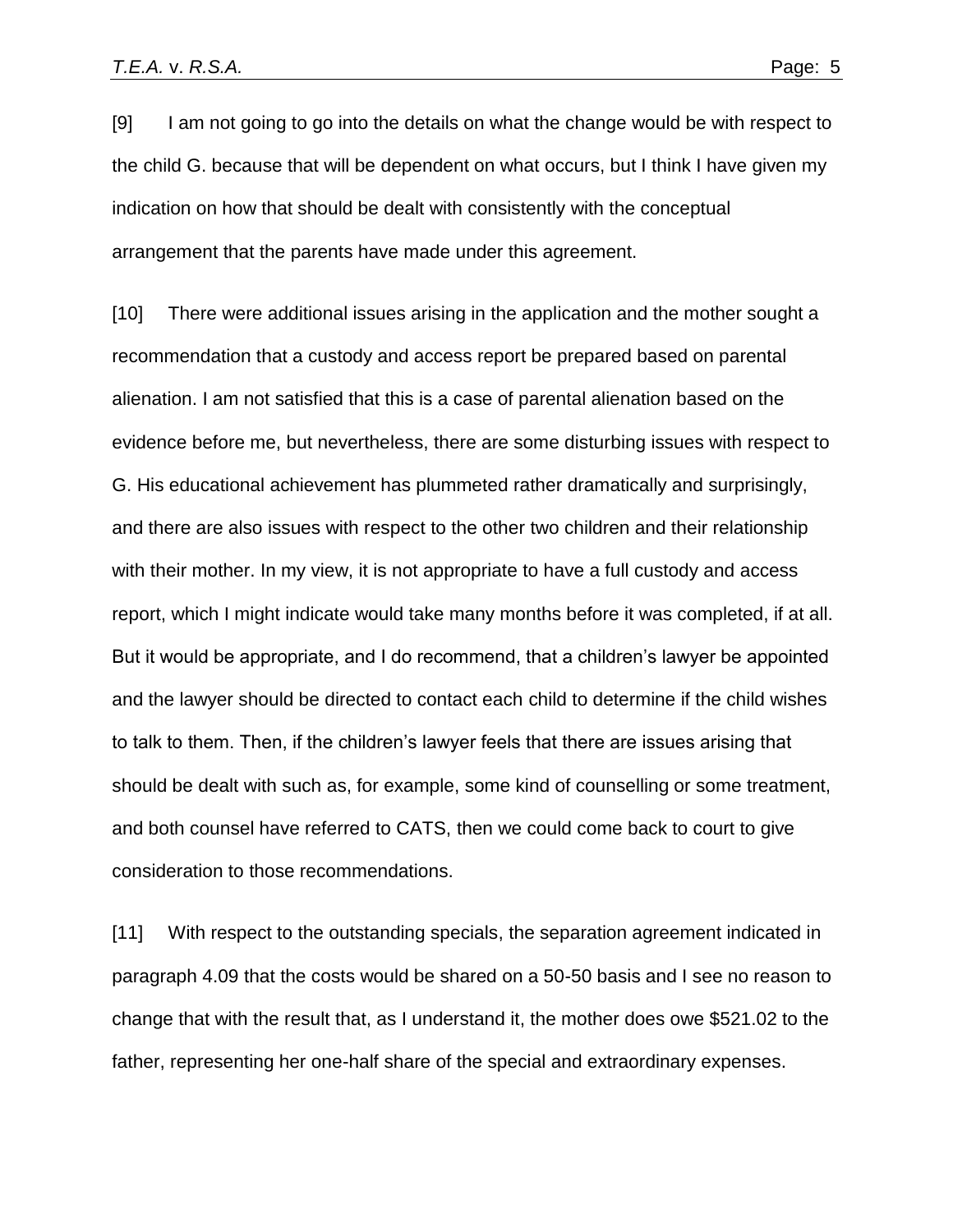[9] I am not going to go into the details on what the change would be with respect to the child G. because that will be dependent on what occurs, but I think I have given my indication on how that should be dealt with consistently with the conceptual arrangement that the parents have made under this agreement.

[10] There were additional issues arising in the application and the mother sought a recommendation that a custody and access report be prepared based on parental alienation. I am not satisfied that this is a case of parental alienation based on the evidence before me, but nevertheless, there are some disturbing issues with respect to G. His educational achievement has plummeted rather dramatically and surprisingly, and there are also issues with respect to the other two children and their relationship with their mother. In my view, it is not appropriate to have a full custody and access report, which I might indicate would take many months before it was completed, if at all. But it would be appropriate, and I do recommend, that a children's lawyer be appointed and the lawyer should be directed to contact each child to determine if the child wishes to talk to them. Then, if the children's lawyer feels that there are issues arising that should be dealt with such as, for example, some kind of counselling or some treatment, and both counsel have referred to CATS, then we could come back to court to give consideration to those recommendations.

[11] With respect to the outstanding specials, the separation agreement indicated in paragraph 4.09 that the costs would be shared on a 50-50 basis and I see no reason to change that with the result that, as I understand it, the mother does owe $521.02 to the father, representing her one-half share of the special and extraordinary expenses.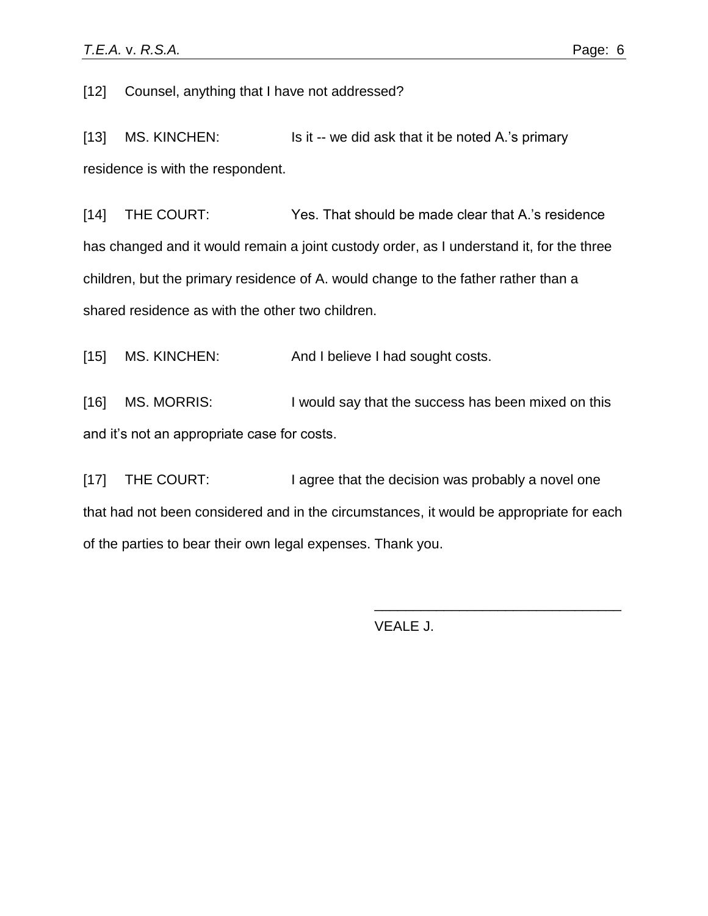[12] Counsel, anything that I have not addressed?

[13] MS. KINCHEN: Is it -- we did ask that it be noted A.'s primary residence is with the respondent.

[14] THE COURT: Yes. That should be made clear that A.'s residence has changed and it would remain a joint custody order, as I understand it, for the three children, but the primary residence of A. would change to the father rather than a shared residence as with the other two children.

[15] MS. KINCHEN: And I believe I had sought costs.

[16] MS. MORRIS: I would say that the success has been mixed on this and it's not an appropriate case for costs.

[17] THE COURT: I agree that the decision was probably a novel one that had not been considered and in the circumstances, it would be appropriate for each of the parties to bear their own legal expenses. Thank you.

\_\_\_\_\_\_\_\_\_\_\_\_\_\_\_\_\_\_\_\_\_\_\_\_\_\_\_\_\_\_\_\_

VEALE J.